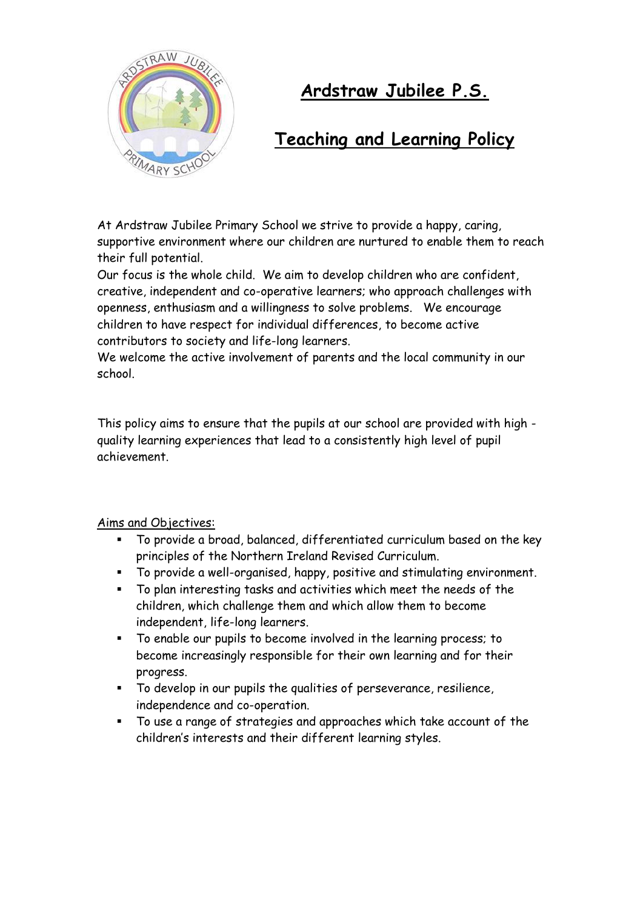# Ardstraw Jubilee P.S.

## Teaching and Learning Policy

At Ardstraw Jubilee Primary School we strive to provide a happy, caring, supportive environment where our children are nurtured to enable them to reach their full potential.

Our focus is the whole child. We aim to develop children who are confident, creative, independent and co-operative learners; who approach challenges with openness, enthusiasm and a willingness to solve problems. We encourage children to have respect for individual differences, to become active contributors to society and life-long learners.

We welcome the active involvement of parents and the local community in our school.

This policy aims to ensure that the pupils at our school are provided with high - quality learning experiences that lead to a consistently high level of pupil achievement.

Aims and Objectives:

- To provide a broad, balanced, differentiated curriculum based on the key principles of the Northern Ireland Revised Curriculum.
- To provide a well-organised, happy, positive and stimulating environment.
- To plan interesting tasks and activities which meet the needs of the children, which challenge them and which allow them to become independent, life-long learners.
- To enable our pupils to become involved in the learning process; to become increasingly responsible for their own learning and for their progress.
- To develop in our pupils the qualities of perseverance, resilience, independence and co-operation.
- To use a range of strategies and approaches which take account of the children's interests and their different learning styles.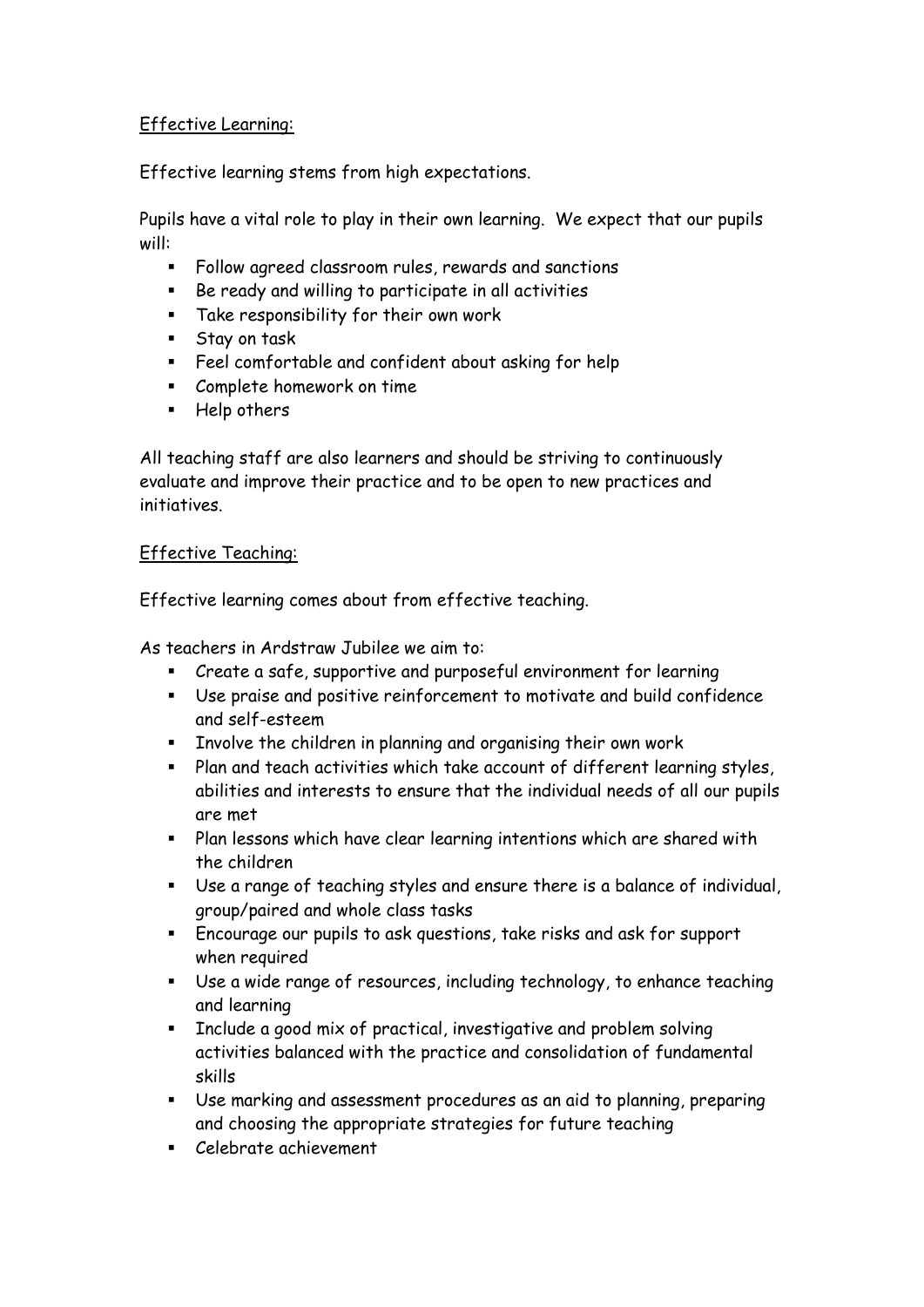## Effective Learning:

Effective learning stems from high expectations.

Pupils have a vital role to play in their own learning. We expect that our pupils will:

- Follow agreed classroom rules, rewards and sanctions
- Be ready and willing to participate in all activities
- Take responsibility for their own work
- Stay on task
- Feel comfortable and confident about asking for help
- Complete homework on time
- Help others

All teaching staff are also learners and should be striving to continuously evaluate and improve their practice and to be open to new practices and initiatives.

## Effective Teaching:

Effective learning comes about from effective teaching.

As teachers in Ardstraw Jubilee we aim to:

- Create a safe, supportive and purposeful environment for learning
- Use praise and positive reinforcement to motivate and build confidence and self-esteem
- Involve the children in planning and organising their own work
- Plan and teach activities which take account of different learning styles, abilities and interests to ensure that the individual needs of all our pupils are met
- Plan lessons which have clear learning intentions which are shared with the children
- Use a range of teaching styles and ensure there is a balance of individual, group/paired and whole class tasks
- Encourage our pupils to ask questions, take risks and ask for support when required
- Use a wide range of resources, including technology, to enhance teaching and learning
- Include a good mix of practical, investigative and problem solving activities balanced with the practice and consolidation of fundamental skills
- Use marking and assessment procedures as an aid to planning, preparing and choosing the appropriate strategies for future teaching
- Celebrate achievement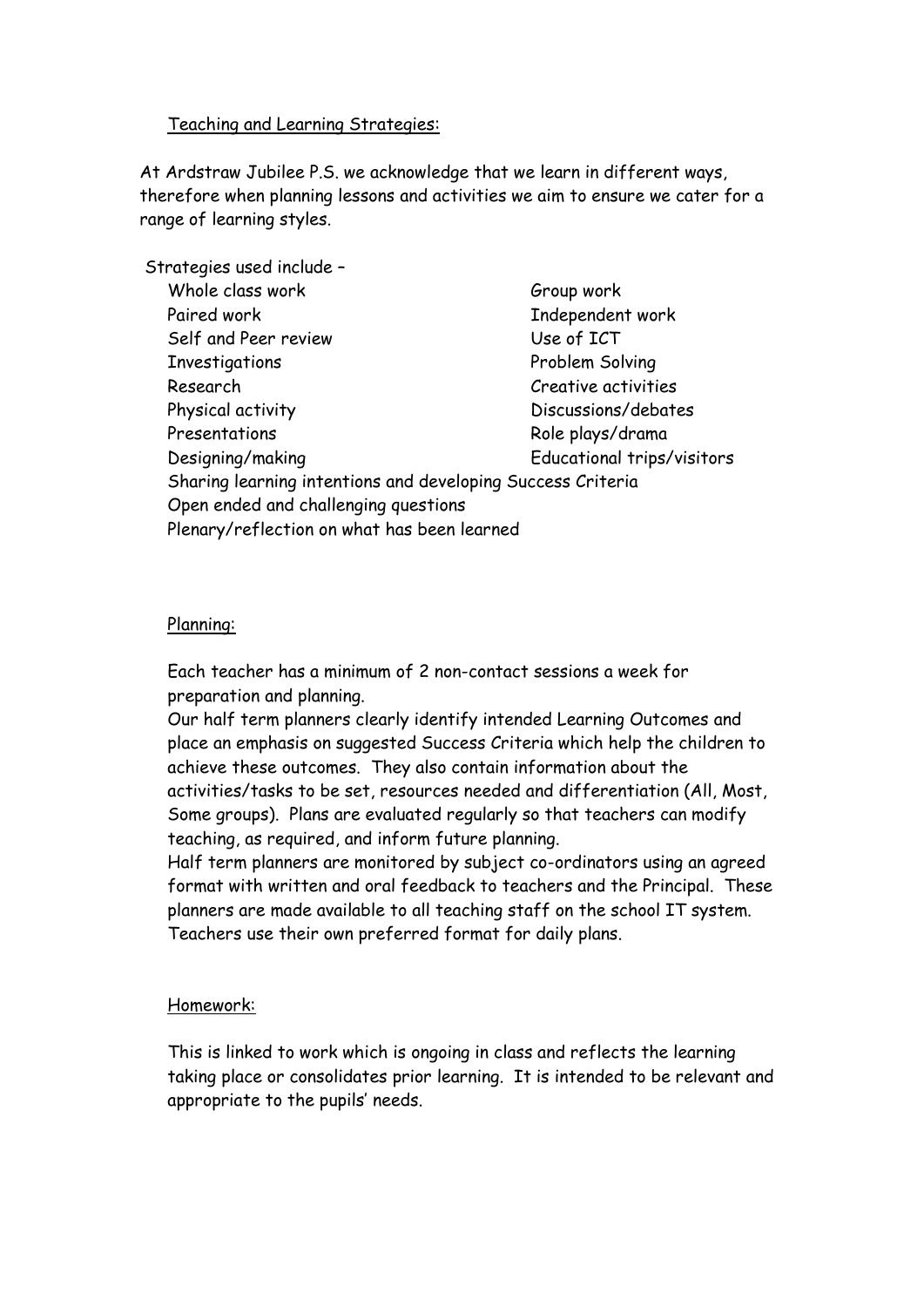## Teaching and Learning Strategies:

At Ardstraw Jubilee P.S. we acknowledge that we learn in different ways, therefore when planning lessons and activities we aim to ensure we cater for a range of learning styles.

Strategies used include –

- Whole class work
- Group work
- Paired work
- Independent work
- Self and Peer review
- Use of ICT
- Investigations
- Problem Solving
- Research
- Creative activities
- Physical activity
- Discussions/debates
- Presentations
- Role plays/drama
- Designing/making
- Educational trips/visitors
- Sharing learning intentions and developing Success Criteria
- Open ended and challenging questions
- Plenary/reflection on what has been learned

## Planning:

Each teacher has a minimum of 2 non-contact sessions a week for preparation and planning.

Our half term planners clearly identify intended Learning Outcomes and place an emphasis on suggested Success Criteria which help the children to achieve these outcomes. They also contain information about the activities/tasks to be set, resources needed and differentiation (All, Most, Some groups). Plans are evaluated regularly so that teachers can modify teaching, as required, and inform future planning.

Half term planners are monitored by subject co-ordinators using an agreed format with written and oral feedback to teachers and the Principal. These planners are made available to all teaching staff on the school IT system. Teachers use their own preferred format for daily plans.

## Homework:

This is linked to work which is ongoing in class and reflects the learning taking place or consolidates prior learning. It is intended to be relevant and appropriate to the pupils' needs.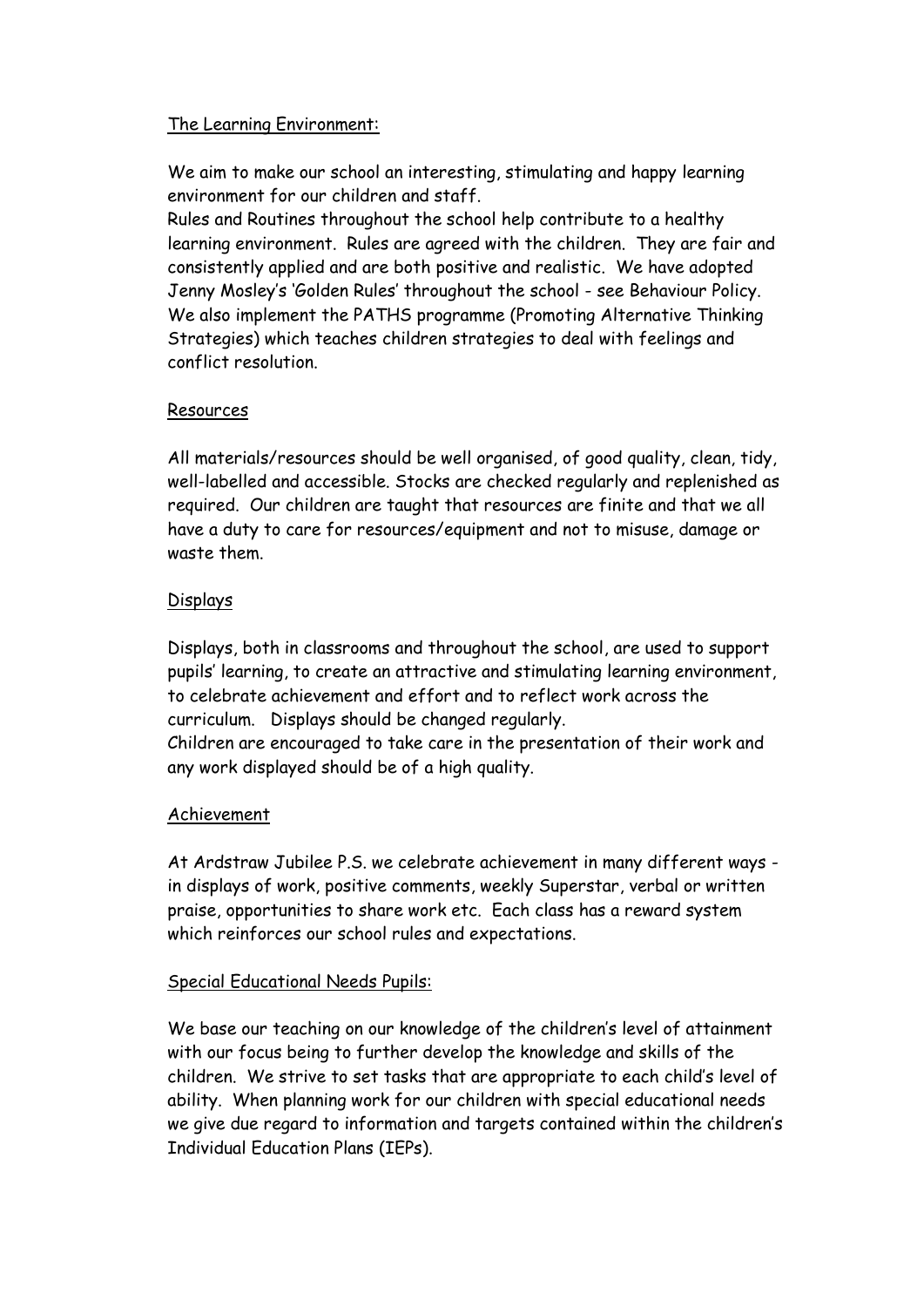## The Learning Environment:

We aim to make our school an interesting, stimulating and happy learning environment for our children and staff.

Rules and Routines throughout the school help contribute to a healthy learning environment. Rules are agreed with the children. They are fair and consistently applied and are both positive and realistic. We have adopted Jenny Mosley's 'Golden Rules' throughout the school - see Behaviour Policy. We also implement the PATHS programme (Promoting Alternative Thinking Strategies) which teaches children strategies to deal with feelings and conflict resolution.

## Resources

All materials/resources should be well organised, of good quality, clean, tidy, well-labelled and accessible. Stocks are checked regularly and replenished as required. Our children are taught that resources are finite and that we all have a duty to care for resources/equipment and not to misuse, damage or waste them.

## Displays

Displays, both in classrooms and throughout the school, are used to support pupils' learning, to create an attractive and stimulating learning environment, to celebrate achievement and effort and to reflect work across the curriculum. Displays should be changed regularly.

Children are encouraged to take care in the presentation of their work and any work displayed should be of a high quality.

## Achievement

At Ardstraw Jubilee P.S. we celebrate achievement in many different ways - in displays of work, positive comments, weekly Superstar, verbal or written praise, opportunities to share work etc. Each class has a reward system which reinforces our school rules and expectations.

## Special Educational Needs Pupils:

We base our teaching on our knowledge of the children's level of attainment with our focus being to further develop the knowledge and skills of the children. We strive to set tasks that are appropriate to each child's level of ability. When planning work for our children with special educational needs we give due regard to information and targets contained within the children's Individual Education Plans (IEPs).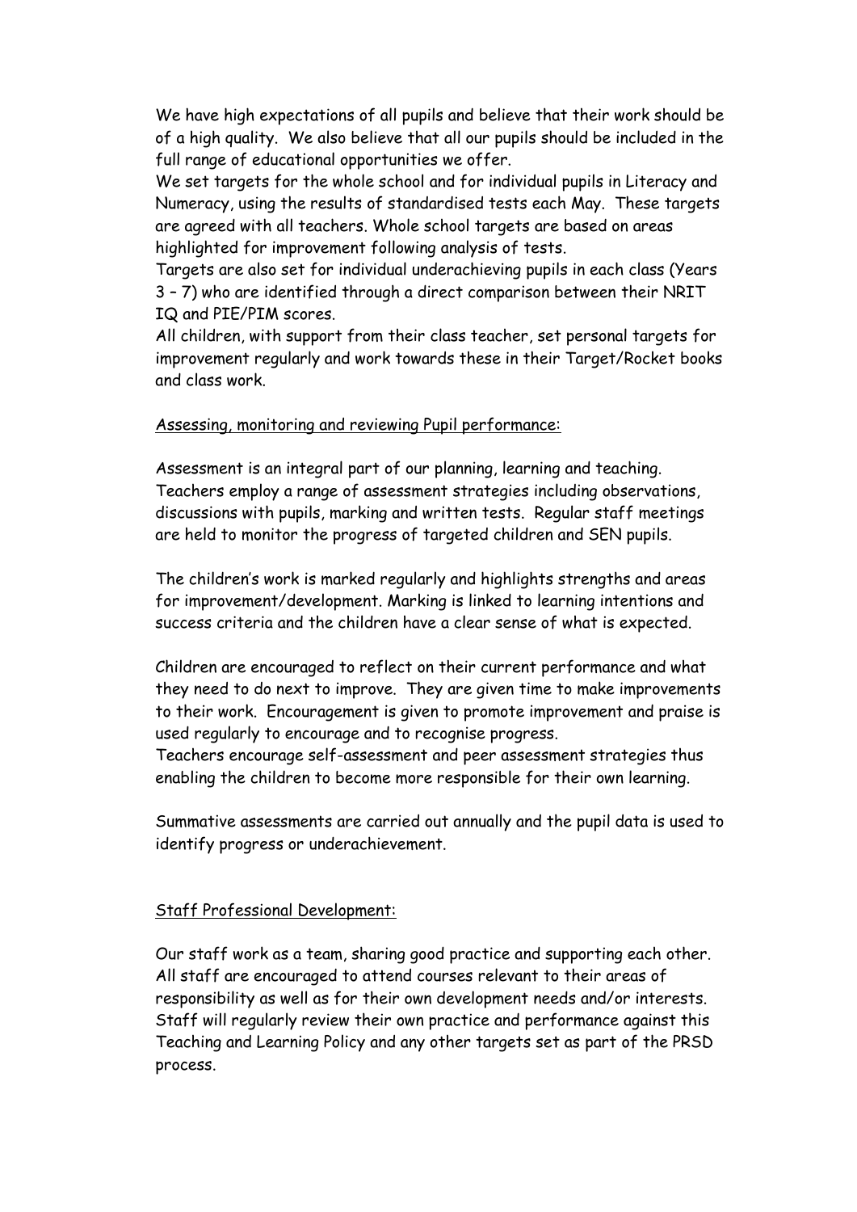We have high expectations of all pupils and believe that their work should be of a high quality. We also believe that all our pupils should be included in the full range of educational opportunities we offer.

We set targets for the whole school and for individual pupils in Literacy and Numeracy, using the results of standardised tests each May. These targets are agreed with all teachers. Whole school targets are based on areas highlighted for improvement following analysis of tests.

Targets are also set for individual underachieving pupils in each class (Years 3 – 7) who are identified through a direct comparison between their NRIT IQ and PIE/PIM scores.

All children, with support from their class teacher, set personal targets for improvement regularly and work towards these in their Target/Rocket books and class work.

<u>Assessing, monitoring and reviewing Pupil performance:</u>

Assessment is an integral part of our planning, learning and teaching. Teachers employ a range of assessment strategies including observations, discussions with pupils, marking and written tests. Regular staff meetings are held to monitor the progress of targeted children and SEN pupils.

The children's work is marked regularly and highlights strengths and areas for improvement/development. Marking is linked to learning intentions and success criteria and the children have a clear sense of what is expected.

Children are encouraged to reflect on their current performance and what they need to do next to improve. They are given time to make improvements to their work. Encouragement is given to promote improvement and praise is used regularly to encourage and to recognise progress.

Teachers encourage self-assessment and peer assessment strategies thus enabling the children to become more responsible for their own learning.

Summative assessments are carried out annually and the pupil data is used to identify progress or underachievement.

<u>Staff Professional Development:</u>

Our staff work as a team, sharing good practice and supporting each other. All staff are encouraged to attend courses relevant to their areas of responsibility as well as for their own development needs and/or interests. Staff will regularly review their own practice and performance against this Teaching and Learning Policy and any other targets set as part of the PRSD process.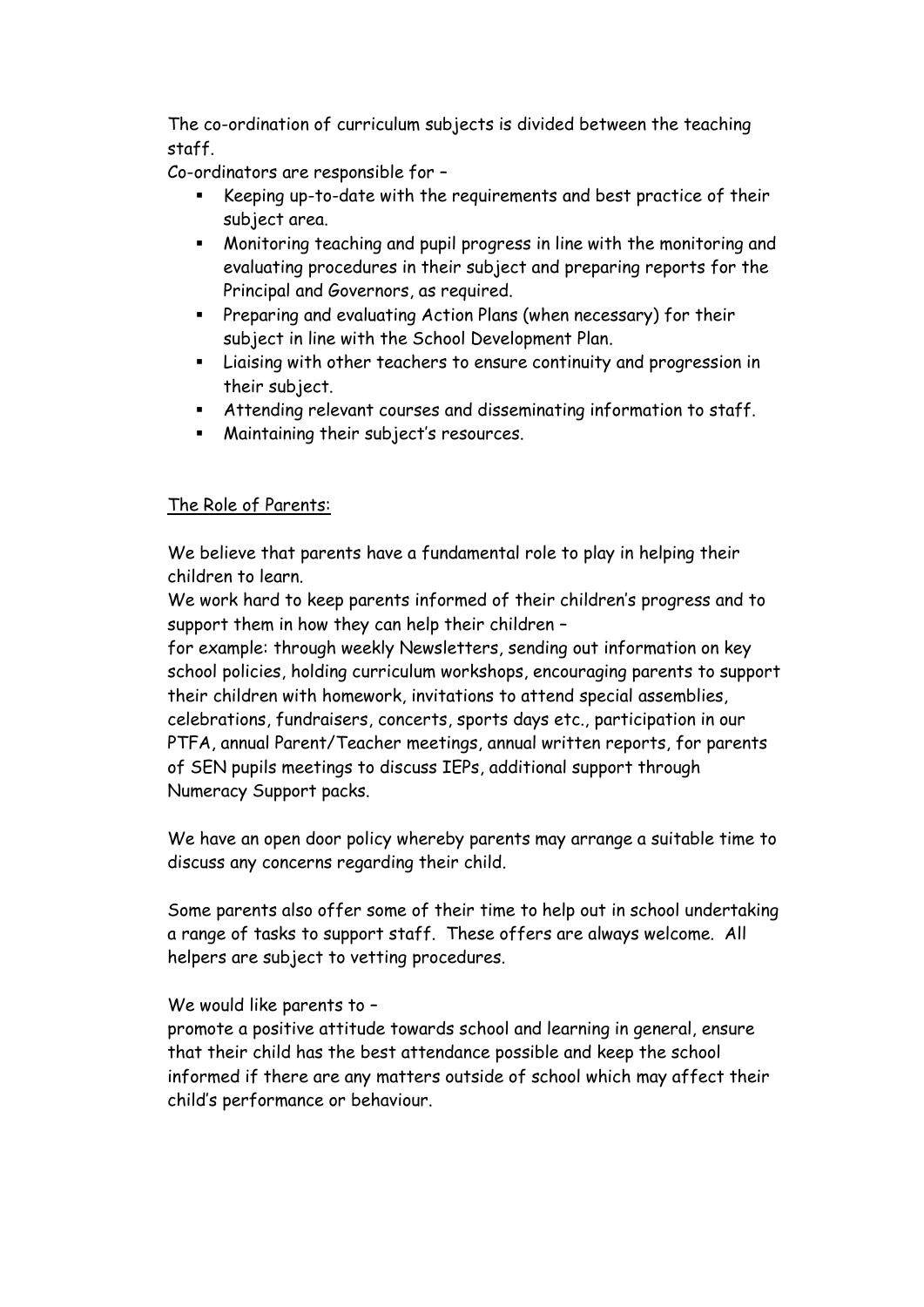The co-ordination of curriculum subjects is divided between the teaching staff.

Co-ordinators are responsible for –

- Keeping up-to-date with the requirements and best practice of their subject area.
- Monitoring teaching and pupil progress in line with the monitoring and evaluating procedures in their subject and preparing reports for the Principal and Governors, as required.
- Preparing and evaluating Action Plans (when necessary) for their subject in line with the School Development Plan.
- Liaising with other teachers to ensure continuity and progression in their subject.
- Attending relevant courses and disseminating information to staff.
- Maintaining their subject's resources.

<u>The Role of Parents:</u>

We believe that parents have a fundamental role to play in helping their children to learn.

We work hard to keep parents informed of their children's progress and to support them in how they can help their children –
for example: through weekly Newsletters, sending out information on key school policies, holding curriculum workshops, encouraging parents to support their children with homework, invitations to attend special assemblies, celebrations, fundraisers, concerts, sports days etc., participation in our PTFA, annual Parent/Teacher meetings, annual written reports, for parents of SEN pupils meetings to discuss IEPs, additional support through Numeracy Support packs.

We have an open door policy whereby parents may arrange a suitable time to discuss any concerns regarding their child.

Some parents also offer some of their time to help out in school undertaking a range of tasks to support staff. These offers are always welcome. All helpers are subject to vetting procedures.

We would like parents to –
promote a positive attitude towards school and learning in general, ensure that their child has the best attendance possible and keep the school informed if there are any matters outside of school which may affect their child's performance or behaviour.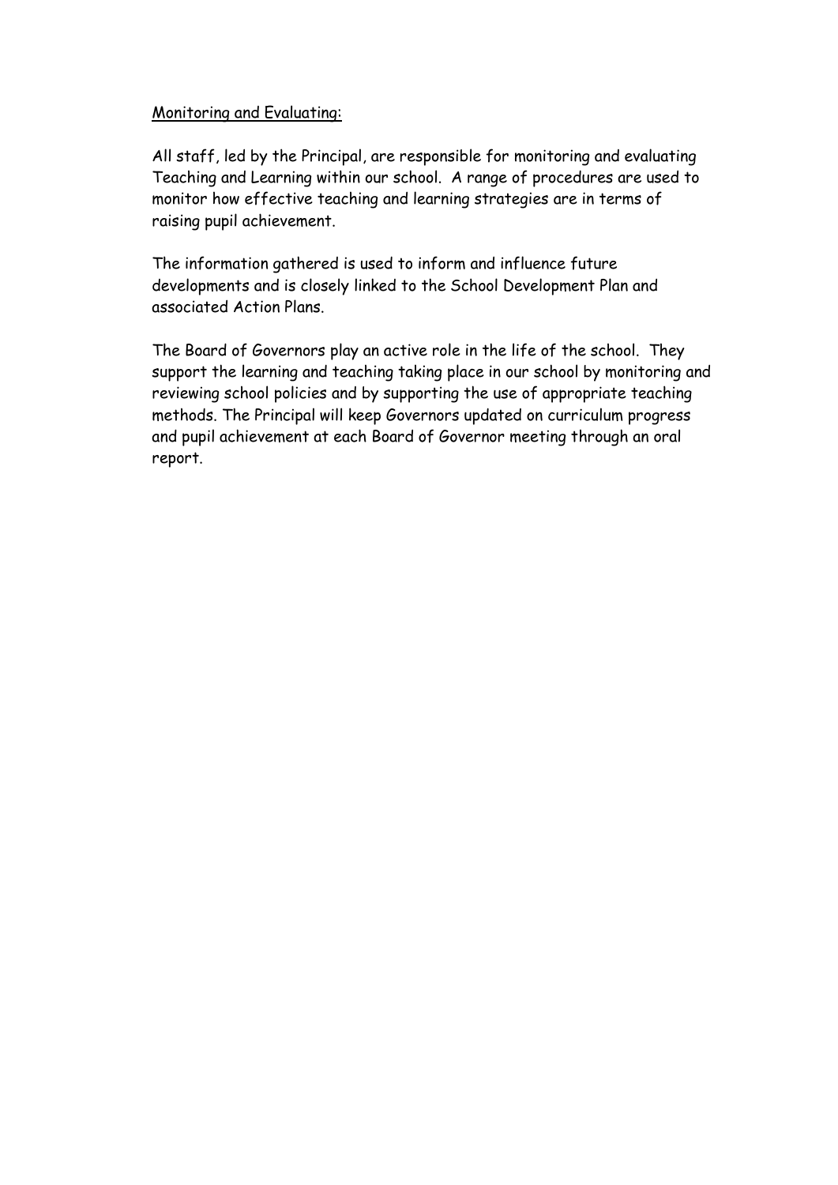Monitoring and Evaluating:

All staff, led by the Principal, are responsible for monitoring and evaluating Teaching and Learning within our school. A range of procedures are used to monitor how effective teaching and learning strategies are in terms of raising pupil achievement.

The information gathered is used to inform and influence future developments and is closely linked to the School Development Plan and associated Action Plans.

The Board of Governors play an active role in the life of the school. They support the learning and teaching taking place in our school by monitoring and reviewing school policies and by supporting the use of appropriate teaching methods. The Principal will keep Governors updated on curriculum progress and pupil achievement at each Board of Governor meeting through an oral report.